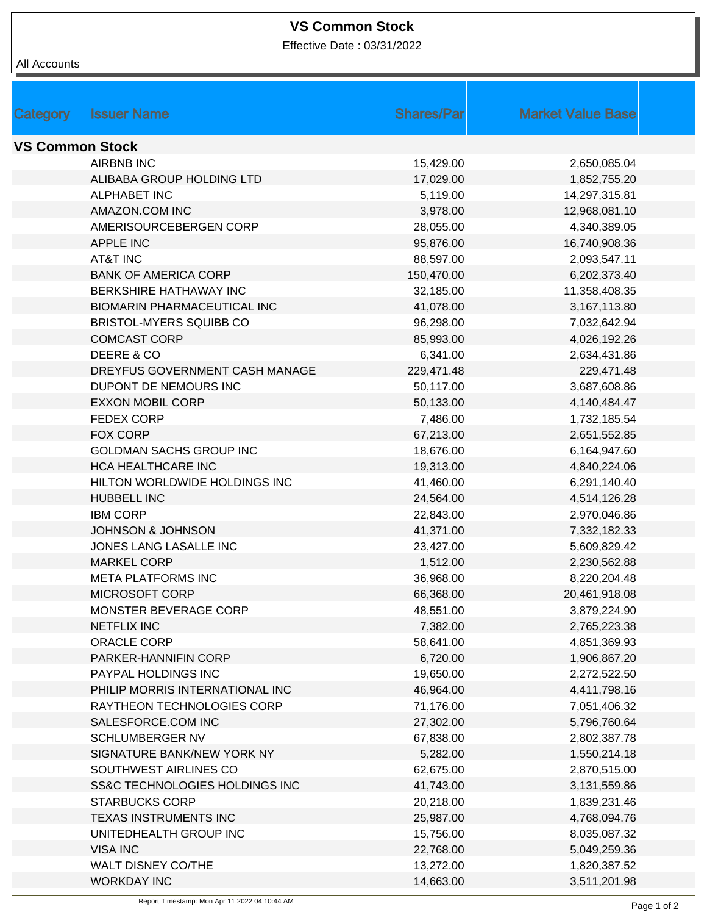# VS Common Stock

Effective Date : 03/31/2022

All Accounts

| Category | Issuer Name | Shares/Par | Market Value Base |
|---|---|---|---|
| **VS Common Stock** | | | |
| | AIRBNB INC | 15,429.00 | 2,650,085.04 |
| | ALIBABA GROUP HOLDING LTD | 17,029.00 | 1,852,755.20 |
| | ALPHABET INC | 5,119.00 | 14,297,315.81 |
| | AMAZON.COM INC | 3,978.00 | 12,968,081.10 |
| | AMERISOURCEBERGEN CORP | 28,055.00 | 4,340,389.05 |
| | APPLE INC | 95,876.00 | 16,740,908.36 |
| | AT&T INC | 88,597.00 | 2,093,547.11 |
| | BANK OF AMERICA CORP | 150,470.00 | 6,202,373.40 |
| | BERKSHIRE HATHAWAY INC | 32,185.00 | 11,358,408.35 |
| | BIOMARIN PHARMACEUTICAL INC | 41,078.00 | 3,167,113.80 |
| | BRISTOL-MYERS SQUIBB CO | 96,298.00 | 7,032,642.94 |
| | COMCAST CORP | 85,993.00 | 4,026,192.26 |
| | DEERE & CO | 6,341.00 | 2,634,431.86 |
| | DREYFUS GOVERNMENT CASH MANAGE | 229,471.48 | 229,471.48 |
| | DUPONT DE NEMOURS INC | 50,117.00 | 3,687,608.86 |
| | EXXON MOBIL CORP | 50,133.00 | 4,140,484.47 |
| | FEDEX CORP | 7,486.00 | 1,732,185.54 |
| | FOX CORP | 67,213.00 | 2,651,552.85 |
| | GOLDMAN SACHS GROUP INC | 18,676.00 | 6,164,947.60 |
| | HCA HEALTHCARE INC | 19,313.00 | 4,840,224.06 |
| | HILTON WORLDWIDE HOLDINGS INC | 41,460.00 | 6,291,140.40 |
| | HUBBELL INC | 24,564.00 | 4,514,126.28 |
| | IBM CORP | 22,843.00 | 2,970,046.86 |
| | JOHNSON & JOHNSON | 41,371.00 | 7,332,182.33 |
| | JONES LANG LASALLE INC | 23,427.00 | 5,609,829.42 |
| | MARKEL CORP | 1,512.00 | 2,230,562.88 |
| | META PLATFORMS INC | 36,968.00 | 8,220,204.48 |
| | MICROSOFT CORP | 66,368.00 | 20,461,918.08 |
| | MONSTER BEVERAGE CORP | 48,551.00 | 3,879,224.90 |
| | NETFLIX INC | 7,382.00 | 2,765,223.38 |
| | ORACLE CORP | 58,641.00 | 4,851,369.93 |
| | PARKER-HANNIFIN CORP | 6,720.00 | 1,906,867.20 |
| | PAYPAL HOLDINGS INC | 19,650.00 | 2,272,522.50 |
| | PHILIP MORRIS INTERNATIONAL INC | 46,964.00 | 4,411,798.16 |
| | RAYTHEON TECHNOLOGIES CORP | 71,176.00 | 7,051,406.32 |
| | SALESFORCE.COM INC | 27,302.00 | 5,796,760.64 |
| | SCHLUMBERGER NV | 67,838.00 | 2,802,387.78 |
| | SIGNATURE BANK/NEW YORK NY | 5,282.00 | 1,550,214.18 |
| | SOUTHWEST AIRLINES CO | 62,675.00 | 2,870,515.00 |
| | SS&C TECHNOLOGIES HOLDINGS INC | 41,743.00 | 3,131,559.86 |
| | STARBUCKS CORP | 20,218.00 | 1,839,231.46 |
| | TEXAS INSTRUMENTS INC | 25,987.00 | 4,768,094.76 |
| | UNITEDHEALTH GROUP INC | 15,756.00 | 8,035,087.32 |
| | VISA INC | 22,768.00 | 5,049,259.36 |
| | WALT DISNEY CO/THE | 13,272.00 | 1,820,387.52 |
| | WORKDAY INC | 14,663.00 | 3,511,201.98 |

Report Timestamp: Mon Apr 11 2022 04:10:44 AM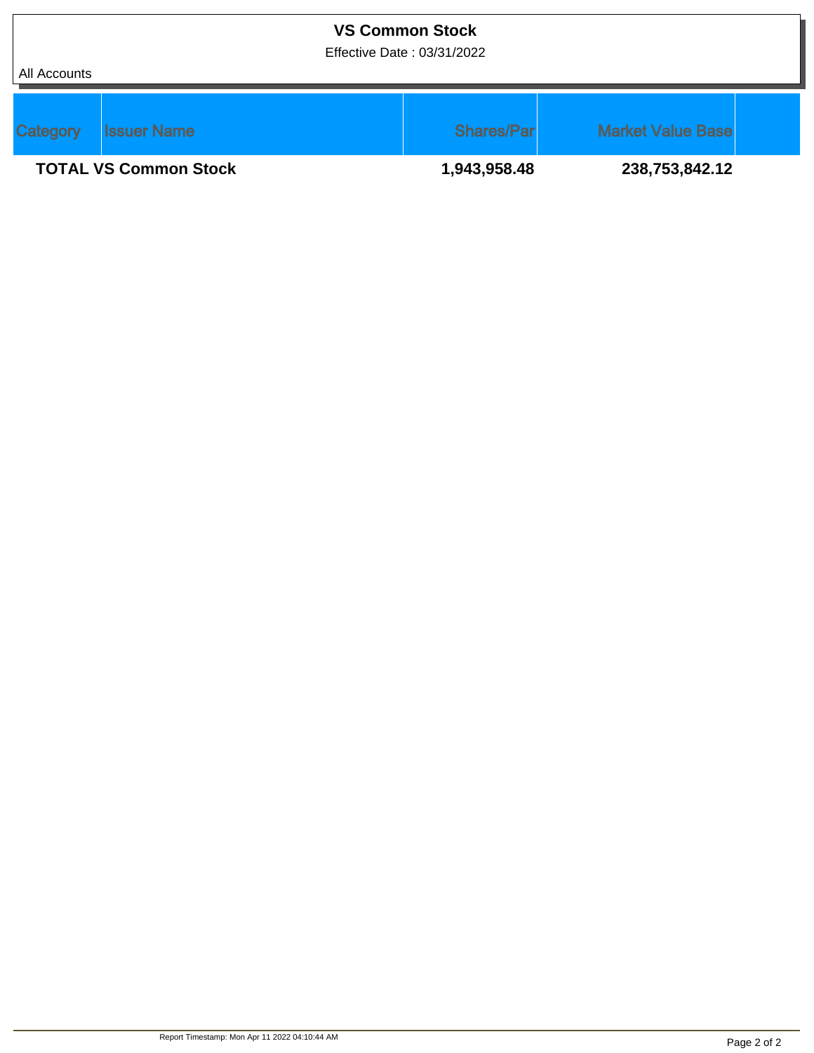# VS Common Stock

Effective Date : 03/31/2022

All Accounts

| Category | Issuer Name | Shares/Par | Market Value Base |
|---|---|---|---|
| **TOTAL VS Common Stock** | | **1,943,958.48** | **238,753,842.12** |

Report Timestamp: Mon Apr 11 2022 04:10:44 AM